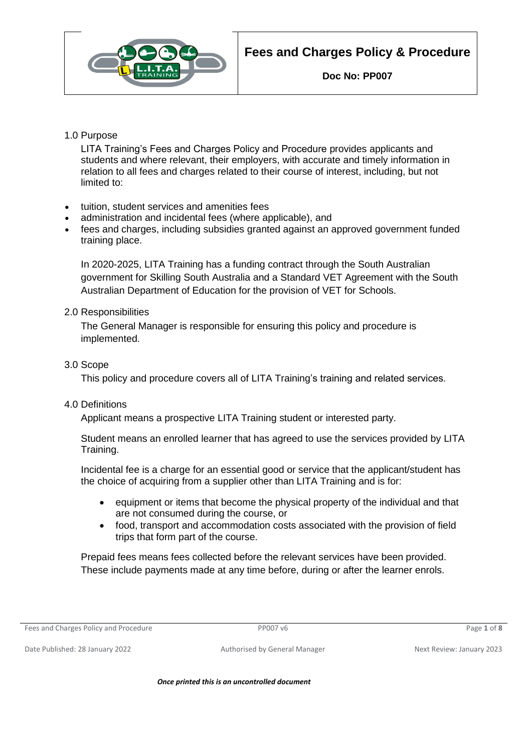# Fees and Charges Policy & Procedure

**Doc No: PP007**

## 1.0 Purpose

LITA Training's Fees and Charges Policy and Procedure provides applicants and students and where relevant, their employers, with accurate and timely information in relation to all fees and charges related to their course of interest, including, but not limited to:

- tuition, student services and amenities fees
- administration and incidental fees (where applicable), and
- fees and charges, including subsidies granted against an approved government funded training place.

In 2020-2025, LITA Training has a funding contract through the South Australian government for Skilling South Australia and a Standard VET Agreement with the South Australian Department of Education for the provision of VET for Schools.

## 2.0 Responsibilities

The General Manager is responsible for ensuring this policy and procedure is implemented.

## 3.0 Scope

This policy and procedure covers all of LITA Training's training and related services.

## 4.0 Definitions

Applicant means a prospective LITA Training student or interested party.

Student means an enrolled learner that has agreed to use the services provided by LITA Training.

Incidental fee is a charge for an essential good or service that the applicant/student has the choice of acquiring from a supplier other than LITA Training and is for:

- equipment or items that become the physical property of the individual and that are not consumed during the course, or
- food, transport and accommodation costs associated with the provision of field trips that form part of the course.

Prepaid fees means fees collected before the relevant services have been provided. These include payments made at any time before, during or after the learner enrols.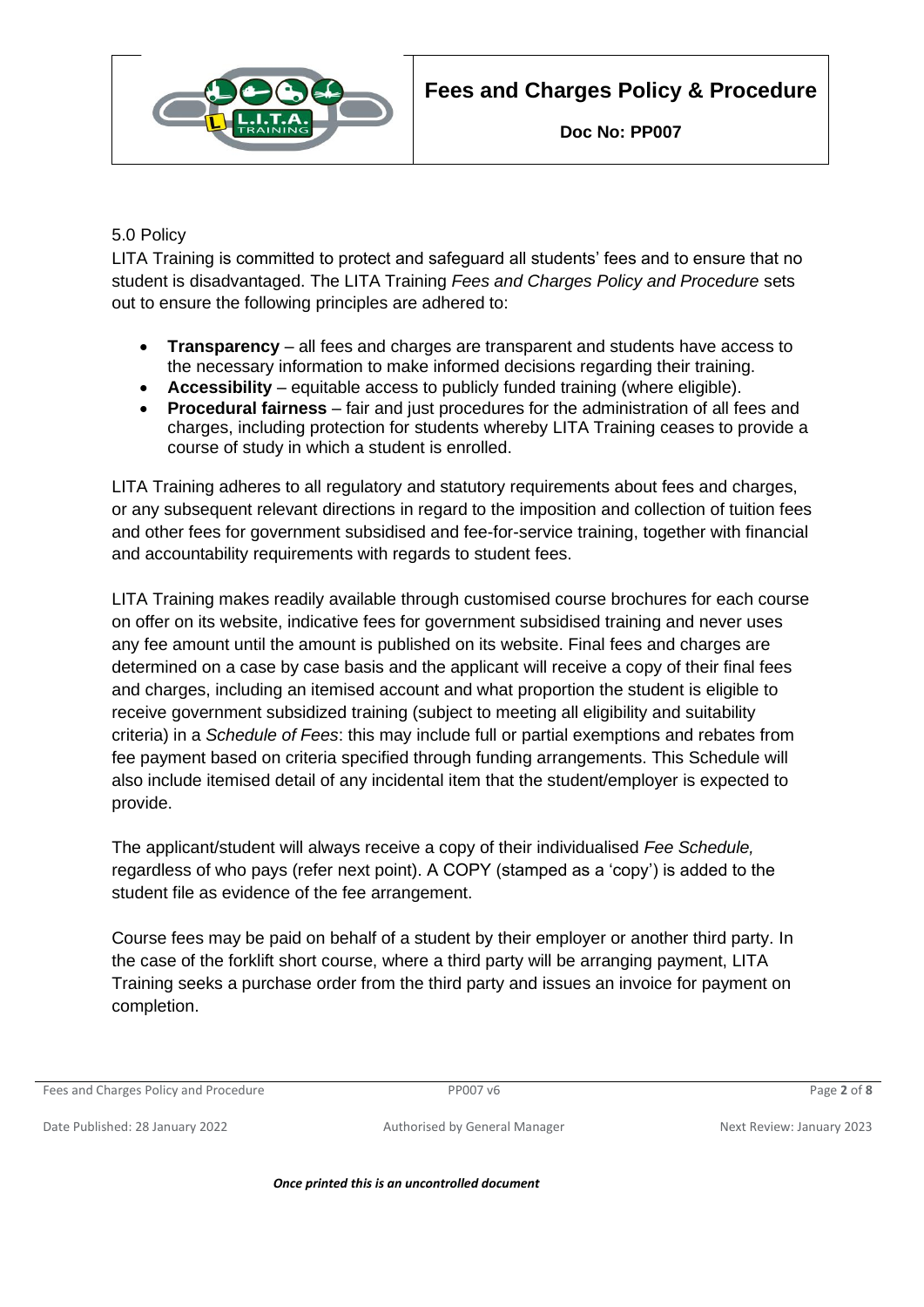## 5.0 Policy

LITA Training is committed to protect and safeguard all students' fees and to ensure that no student is disadvantaged. The LITA Training *Fees and Charges Policy and Procedure* sets out to ensure the following principles are adhered to:

- **Transparency** – all fees and charges are transparent and students have access to the necessary information to make informed decisions regarding their training.
- **Accessibility** – equitable access to publicly funded training (where eligible).
- **Procedural fairness** – fair and just procedures for the administration of all fees and charges, including protection for students whereby LITA Training ceases to provide a course of study in which a student is enrolled.

LITA Training adheres to all regulatory and statutory requirements about fees and charges, or any subsequent relevant directions in regard to the imposition and collection of tuition fees and other fees for government subsidised and fee-for-service training, together with financial and accountability requirements with regards to student fees.

LITA Training makes readily available through customised course brochures for each course on offer on its website, indicative fees for government subsidised training and never uses any fee amount until the amount is published on its website. Final fees and charges are determined on a case by case basis and the applicant will receive a copy of their final fees and charges, including an itemised account and what proportion the student is eligible to receive government subsidized training (subject to meeting all eligibility and suitability criteria) in a *Schedule of Fees*: this may include full or partial exemptions and rebates from fee payment based on criteria specified through funding arrangements. This Schedule will also include itemised detail of any incidental item that the student/employer is expected to provide.

The applicant/student will always receive a copy of their individualised *Fee Schedule,* regardless of who pays (refer next point). A COPY (stamped as a 'copy') is added to the student file as evidence of the fee arrangement.

Course fees may be paid on behalf of a student by their employer or another third party. In the case of the forklift short course, where a third party will be arranging payment, LITA Training seeks a purchase order from the third party and issues an invoice for payment on completion.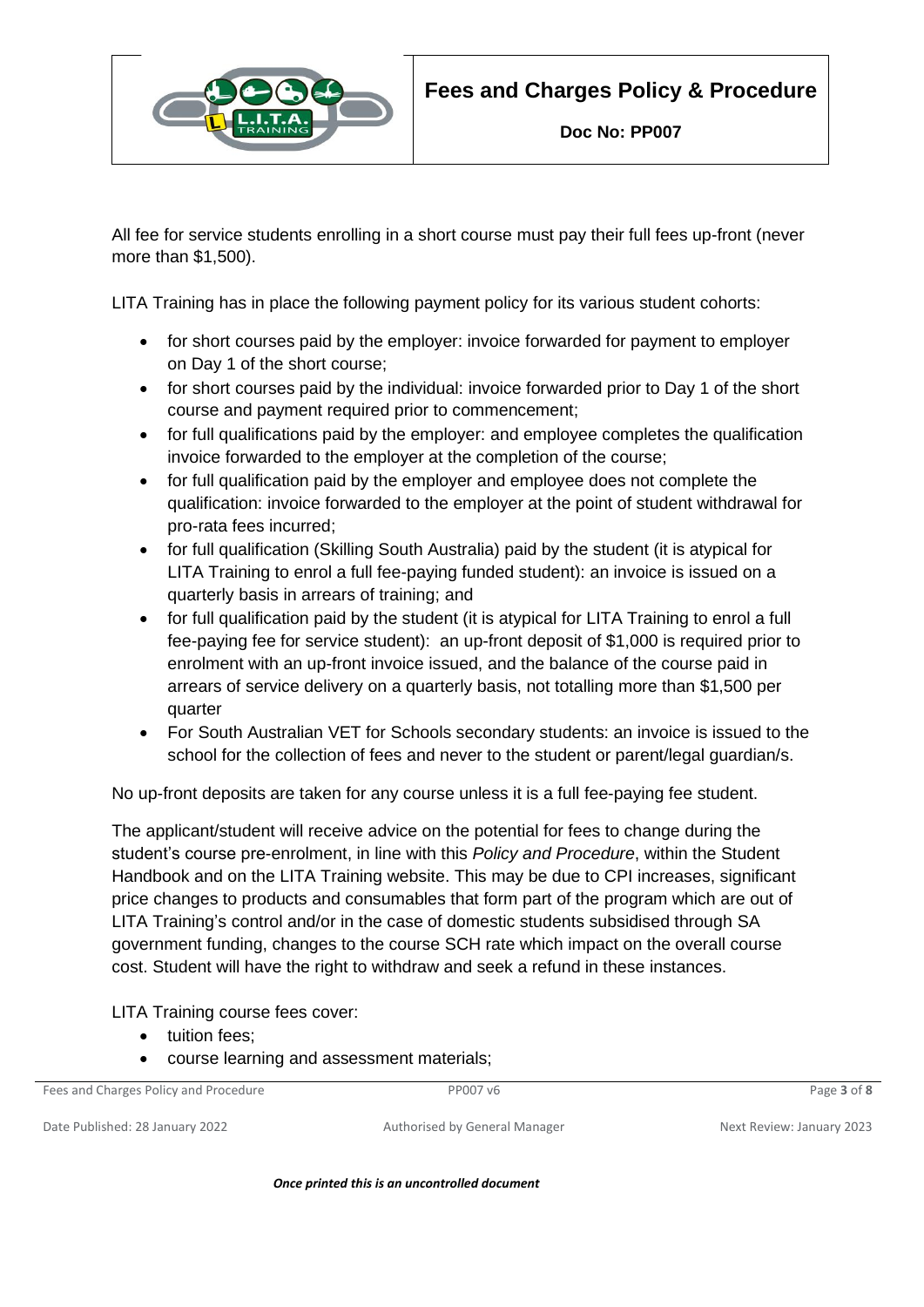All fee for service students enrolling in a short course must pay their full fees up-front (never more than $1,500).

LITA Training has in place the following payment policy for its various student cohorts:

- for short courses paid by the employer: invoice forwarded for payment to employer on Day 1 of the short course;
- for short courses paid by the individual: invoice forwarded prior to Day 1 of the short course and payment required prior to commencement;
- for full qualifications paid by the employer: and employee completes the qualification invoice forwarded to the employer at the completion of the course;
- for full qualification paid by the employer and employee does not complete the qualification: invoice forwarded to the employer at the point of student withdrawal for pro-rata fees incurred;
- for full qualification (Skilling South Australia) paid by the student (it is atypical for LITA Training to enrol a full fee-paying funded student): an invoice is issued on a quarterly basis in arrears of training; and
- for full qualification paid by the student (it is atypical for LITA Training to enrol a full fee-paying fee for service student): an up-front deposit of $1,000 is required prior to enrolment with an up-front invoice issued, and the balance of the course paid in arrears of service delivery on a quarterly basis, not totalling more than $1,500 per quarter
- For South Australian VET for Schools secondary students: an invoice is issued to the school for the collection of fees and never to the student or parent/legal guardian/s.

No up-front deposits are taken for any course unless it is a full fee-paying fee student.

The applicant/student will receive advice on the potential for fees to change during the student's course pre-enrolment, in line with this *Policy and Procedure*, within the Student Handbook and on the LITA Training website. This may be due to CPI increases, significant price changes to products and consumables that form part of the program which are out of LITA Training's control and/or in the case of domestic students subsidised through SA government funding, changes to the course SCH rate which impact on the overall course cost. Student will have the right to withdraw and seek a refund in these instances.

LITA Training course fees cover:

- tuition fees;
- course learning and assessment materials;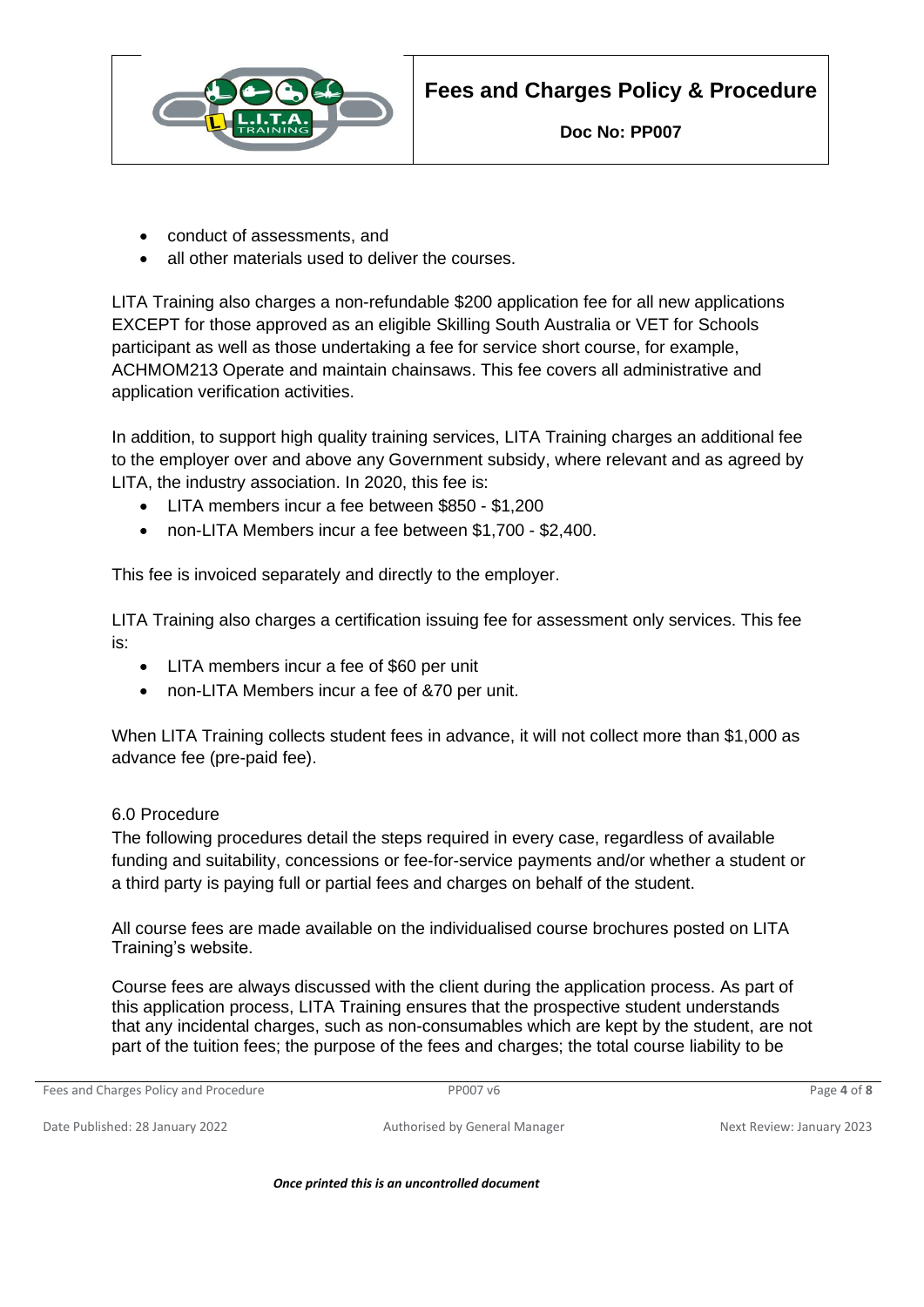- conduct of assessments, and
- all other materials used to deliver the courses.

LITA Training also charges a non-refundable $200 application fee for all new applications EXCEPT for those approved as an eligible Skilling South Australia or VET for Schools participant as well as those undertaking a fee for service short course, for example, ACHMOM213 Operate and maintain chainsaws. This fee covers all administrative and application verification activities.

In addition, to support high quality training services, LITA Training charges an additional fee to the employer over and above any Government subsidy, where relevant and as agreed by LITA, the industry association. In 2020, this fee is:

- LITA members incur a fee between $850 - $1,200
- non-LITA Members incur a fee between $1,700 - $2,400.

This fee is invoiced separately and directly to the employer.

LITA Training also charges a certification issuing fee for assessment only services. This fee is:

- LITA members incur a fee of $60 per unit
- non-LITA Members incur a fee of &70 per unit.

When LITA Training collects student fees in advance, it will not collect more than $1,000 as advance fee (pre-paid fee).

6.0 Procedure

The following procedures detail the steps required in every case, regardless of available funding and suitability, concessions or fee-for-service payments and/or whether a student or a third party is paying full or partial fees and charges on behalf of the student.

All course fees are made available on the individualised course brochures posted on LITA Training's website.

Course fees are always discussed with the client during the application process. As part of this application process, LITA Training ensures that the prospective student understands that any incidental charges, such as non-consumables which are kept by the student, are not part of the tuition fees; the purpose of the fees and charges; the total course liability to be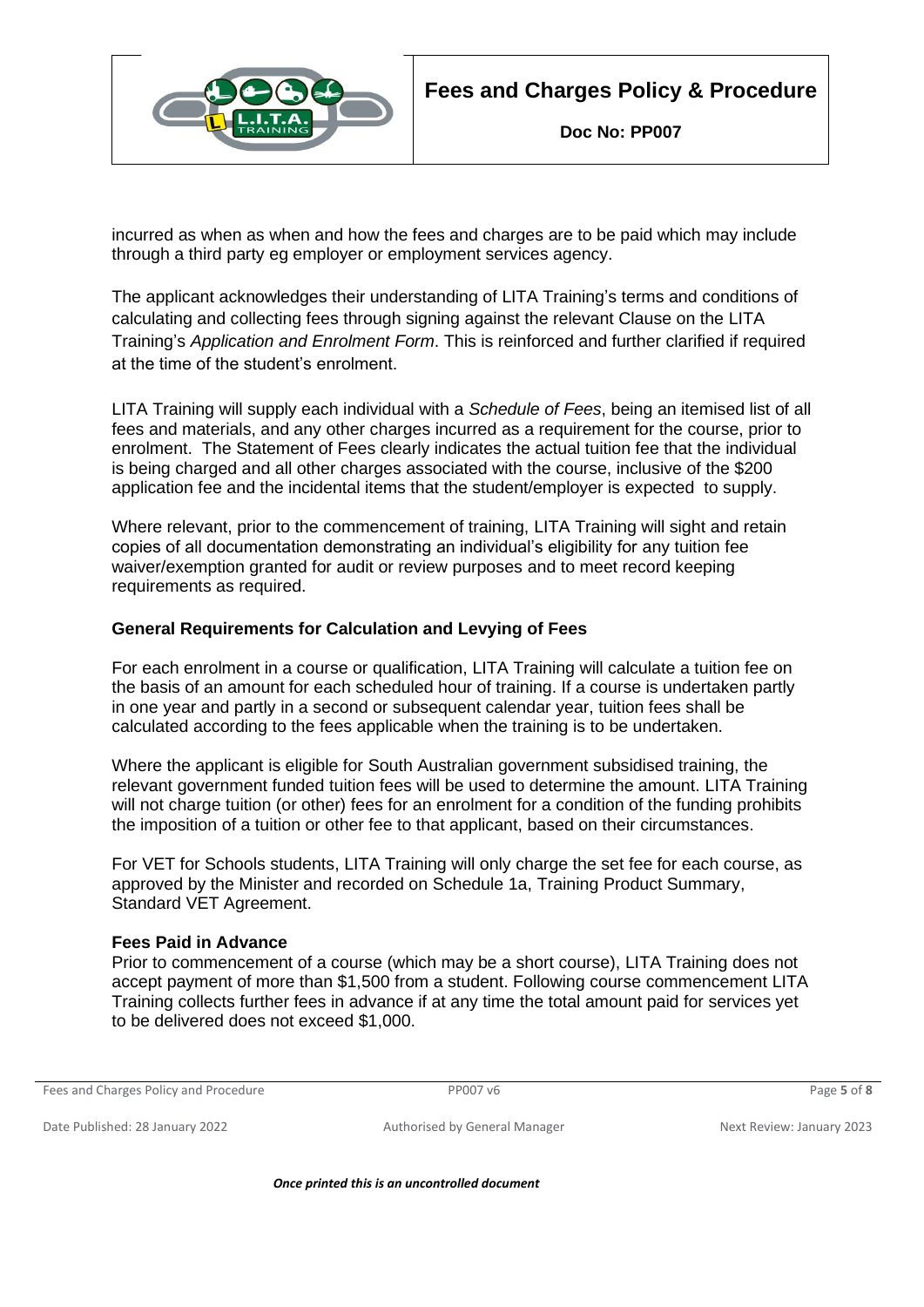incurred as when as when and how the fees and charges are to be paid which may include through a third party eg employer or employment services agency.

The applicant acknowledges their understanding of LITA Training's terms and conditions of calculating and collecting fees through signing against the relevant Clause on the LITA Training's *Application and Enrolment Form*. This is reinforced and further clarified if required at the time of the student's enrolment.

LITA Training will supply each individual with a *Schedule of Fees*, being an itemised list of all fees and materials, and any other charges incurred as a requirement for the course, prior to enrolment. The Statement of Fees clearly indicates the actual tuition fee that the individual is being charged and all other charges associated with the course, inclusive of the $200 application fee and the incidental items that the student/employer is expected to supply.

Where relevant, prior to the commencement of training, LITA Training will sight and retain copies of all documentation demonstrating an individual's eligibility for any tuition fee waiver/exemption granted for audit or review purposes and to meet record keeping requirements as required.

**General Requirements for Calculation and Levying of Fees**

For each enrolment in a course or qualification, LITA Training will calculate a tuition fee on the basis of an amount for each scheduled hour of training. If a course is undertaken partly in one year and partly in a second or subsequent calendar year, tuition fees shall be calculated according to the fees applicable when the training is to be undertaken.

Where the applicant is eligible for South Australian government subsidised training, the relevant government funded tuition fees will be used to determine the amount. LITA Training will not charge tuition (or other) fees for an enrolment for a condition of the funding prohibits the imposition of a tuition or other fee to that applicant, based on their circumstances.

For VET for Schools students, LITA Training will only charge the set fee for each course, as approved by the Minister and recorded on Schedule 1a, Training Product Summary, Standard VET Agreement.

**Fees Paid in Advance**

Prior to commencement of a course (which may be a short course), LITA Training does not accept payment of more than $1,500 from a student. Following course commencement LITA Training collects further fees in advance if at any time the total amount paid for services yet to be delivered does not exceed $1,000.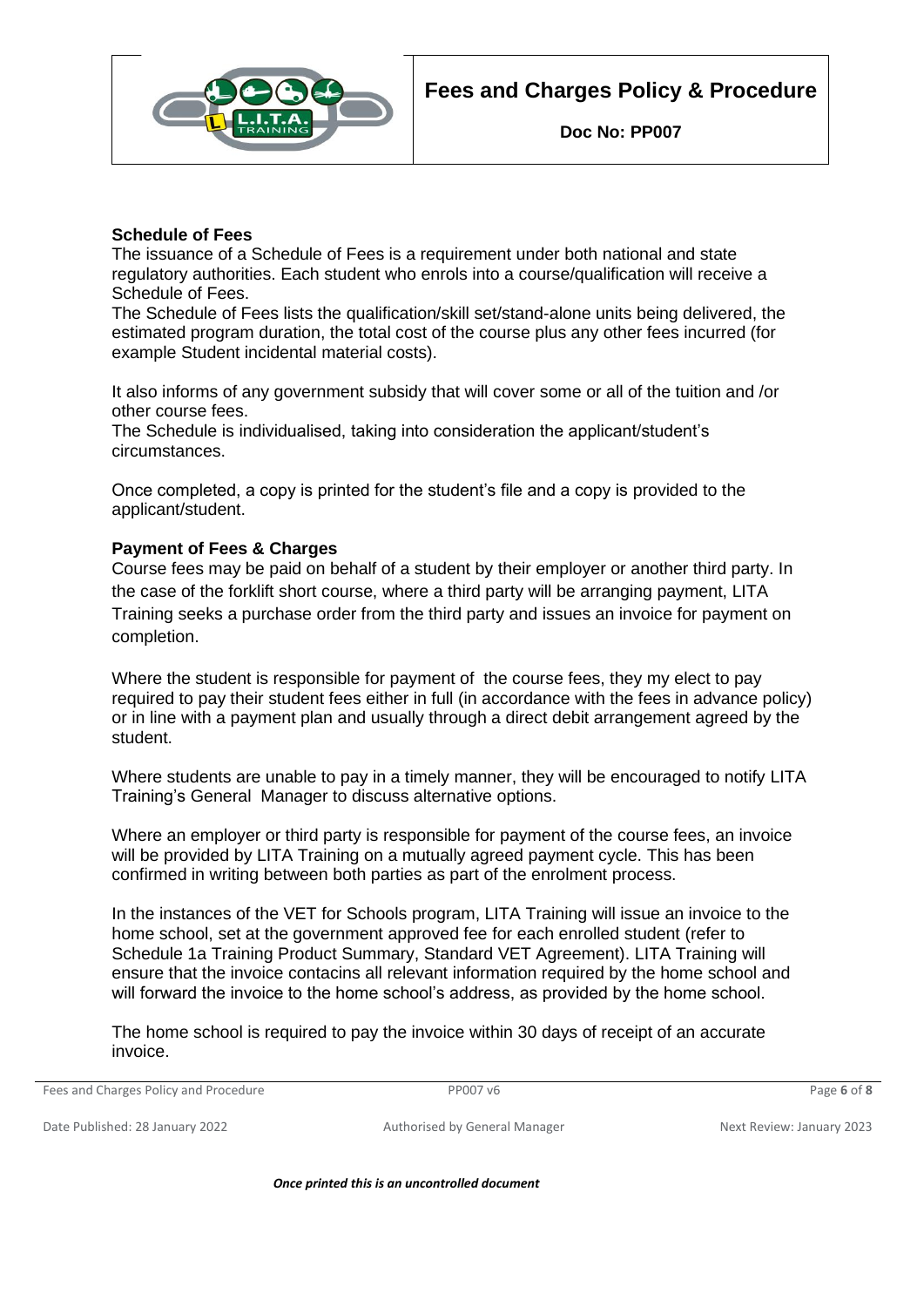## Schedule of Fees

The issuance of a Schedule of Fees is a requirement under both national and state regulatory authorities. Each student who enrols into a course/qualification will receive a Schedule of Fees.

The Schedule of Fees lists the qualification/skill set/stand-alone units being delivered, the estimated program duration, the total cost of the course plus any other fees incurred (for example Student incidental material costs).

It also informs of any government subsidy that will cover some or all of the tuition and /or other course fees.

The Schedule is individualised, taking into consideration the applicant/student's circumstances.

Once completed, a copy is printed for the student's file and a copy is provided to the applicant/student.

## Payment of Fees & Charges

Course fees may be paid on behalf of a student by their employer or another third party. In the case of the forklift short course, where a third party will be arranging payment, LITA Training seeks a purchase order from the third party and issues an invoice for payment on completion.

Where the student is responsible for payment of the course fees, they my elect to pay required to pay their student fees either in full (in accordance with the fees in advance policy) or in line with a payment plan and usually through a direct debit arrangement agreed by the student.

Where students are unable to pay in a timely manner, they will be encouraged to notify LITA Training's General Manager to discuss alternative options.

Where an employer or third party is responsible for payment of the course fees, an invoice will be provided by LITA Training on a mutually agreed payment cycle. This has been confirmed in writing between both parties as part of the enrolment process.

In the instances of the VET for Schools program, LITA Training will issue an invoice to the home school, set at the government approved fee for each enrolled student (refer to Schedule 1a Training Product Summary, Standard VET Agreement). LITA Training will ensure that the invoice contacins all relevant information required by the home school and will forward the invoice to the home school's address, as provided by the home school.

The home school is required to pay the invoice within 30 days of receipt of an accurate invoice.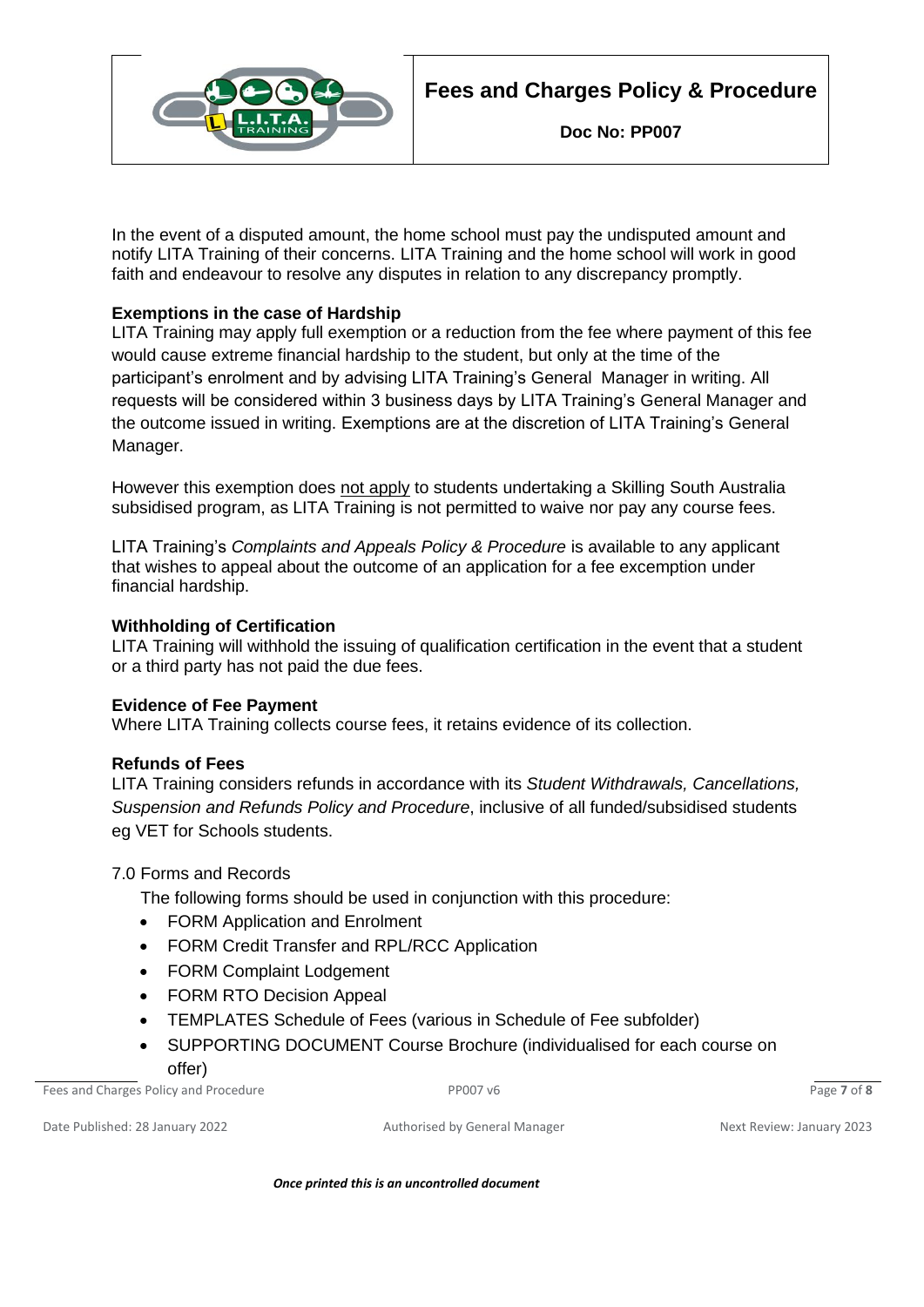In the event of a disputed amount, the home school must pay the undisputed amount and notify LITA Training of their concerns. LITA Training and the home school will work in good faith and endeavour to resolve any disputes in relation to any discrepancy promptly.

**Exemptions in the case of Hardship**

LITA Training may apply full exemption or a reduction from the fee where payment of this fee would cause extreme financial hardship to the student, but only at the time of the participant's enrolment and by advising LITA Training's General Manager in writing. All requests will be considered within 3 business days by LITA Training's General Manager and the outcome issued in writing. Exemptions are at the discretion of LITA Training's General Manager.

However this exemption does not apply to students undertaking a Skilling South Australia subsidised program, as LITA Training is not permitted to waive nor pay any course fees.

LITA Training's *Complaints and Appeals Policy & Procedure* is available to any applicant that wishes to appeal about the outcome of an application for a fee excemption under financial hardship.

**Withholding of Certification**

LITA Training will withhold the issuing of qualification certification in the event that a student or a third party has not paid the due fees.

**Evidence of Fee Payment**

Where LITA Training collects course fees, it retains evidence of its collection.

**Refunds of Fees**

LITA Training considers refunds in accordance with its *Student Withdrawals, Cancellations, Suspension and Refunds Policy and Procedure*, inclusive of all funded/subsidised students eg VET for Schools students.

## 7.0 Forms and Records

The following forms should be used in conjunction with this procedure:

- FORM Application and Enrolment
- FORM Credit Transfer and RPL/RCC Application
- FORM Complaint Lodgement
- FORM RTO Decision Appeal
- TEMPLATES Schedule of Fees (various in Schedule of Fee subfolder)
- SUPPORTING DOCUMENT Course Brochure (individualised for each course on offer)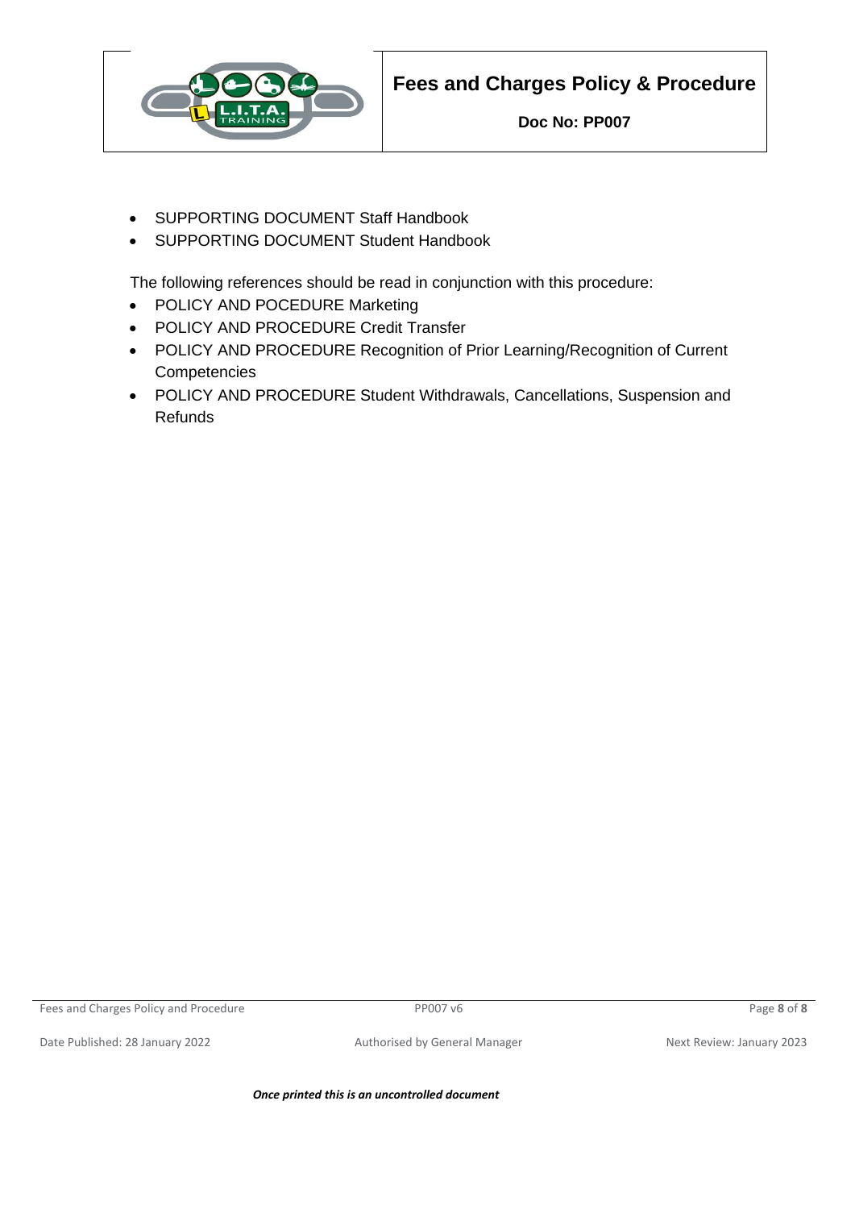- SUPPORTING DOCUMENT Staff Handbook
- SUPPORTING DOCUMENT Student Handbook

The following references should be read in conjunction with this procedure:

- POLICY AND POCEDURE Marketing
- POLICY AND PROCEDURE Credit Transfer
- POLICY AND PROCEDURE Recognition of Prior Learning/Recognition of Current Competencies
- POLICY AND PROCEDURE Student Withdrawals, Cancellations, Suspension and Refunds